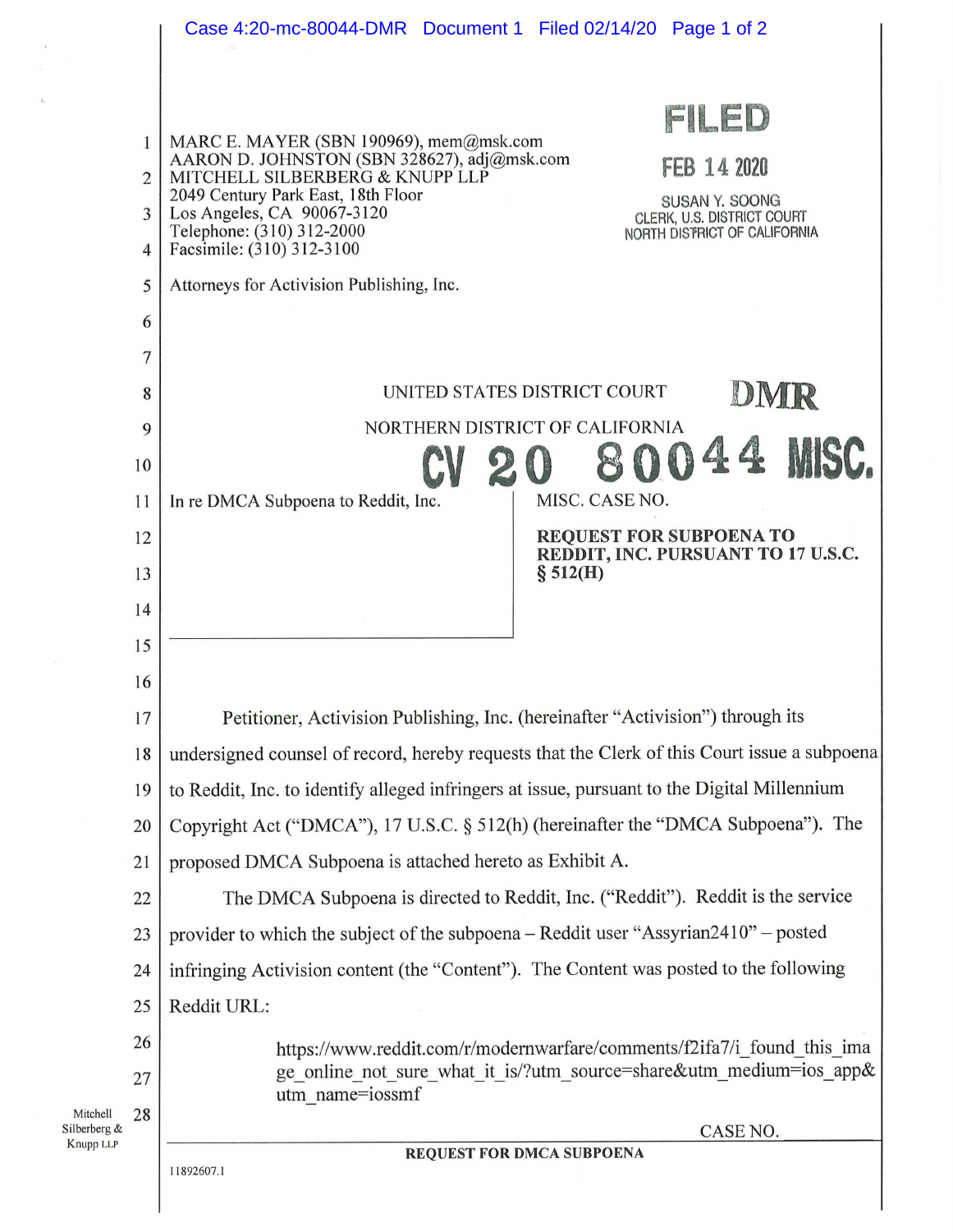MARC E. MAYER (SBN 190969), mem@msk.com
AARON D. JOHNSTON (SBN 328627), adj@msk.com
MITCHELL SILBERBERG & KNUPP LLP
2049 Century Park East, 18th Floor
Los Angeles, CA 90067-3120
Telephone: (310) 312-2000
Facsimile: (310) 312-3100

Attorneys for Activision Publishing, Inc.

FILED

FEB 14 2020

SUSAN Y. SOONG
CLERK, U.S. DISTRICT COURT
NORTH DISTRICT OF CALIFORNIA

UNITED STATES DISTRICT COURT

NORTHERN DISTRICT OF CALIFORNIA

DMR

CV 20 80044 MISC.

In re DMCA Subpoena to Reddit, Inc.

MISC. CASE NO.

**REQUEST FOR SUBPOENA TO REDDIT, INC. PURSUANT TO 17 U.S.C. § 512(H)**

Petitioner, Activision Publishing, Inc. (hereinafter "Activision") through its undersigned counsel of record, hereby requests that the Clerk of this Court issue a subpoena to Reddit, Inc. to identify alleged infringers at issue, pursuant to the Digital Millennium Copyright Act ("DMCA"), 17 U.S.C. § 512(h) (hereinafter the "DMCA Subpoena"). The proposed DMCA Subpoena is attached hereto as Exhibit A.

The DMCA Subpoena is directed to Reddit, Inc. ("Reddit"). Reddit is the service provider to which the subject of the subpoena – Reddit user "Assyrian2410" – posted infringing Activision content (the "Content"). The Content was posted to the following Reddit URL:

> https://www.reddit.com/r/modernwarfare/comments/f2ifa7/i_found_this_image_online_not_sure_what_it_is/?utm_source=share&utm_medium=ios_app&utm_name=iossmf

CASE NO.

**REQUEST FOR DMCA SUBPOENA**

11892607.1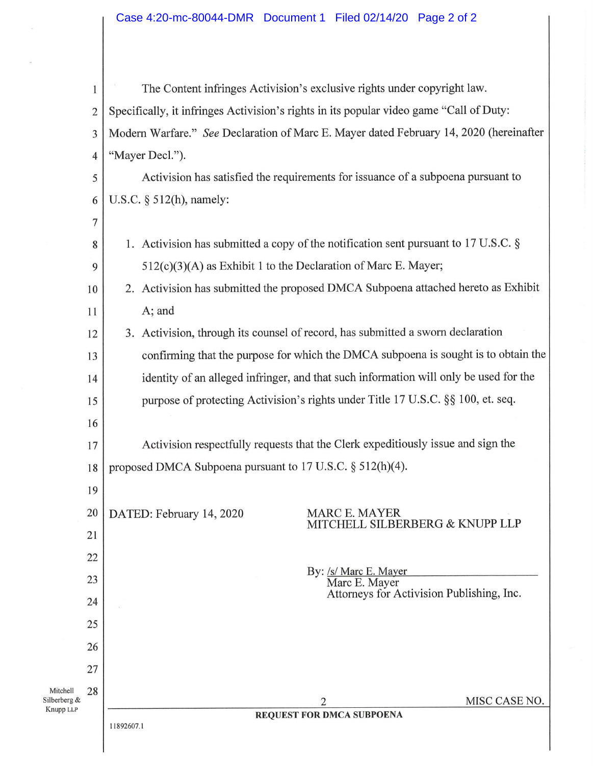The Content infringes Activision's exclusive rights under copyright law. Specifically, it infringes Activision's rights in its popular video game "Call of Duty: Modern Warfare." *See* Declaration of Marc E. Mayer dated February 14, 2020 (hereinafter "Mayer Decl.").

Activision has satisfied the requirements for issuance of a subpoena pursuant to U.S.C. § 512(h), namely:

1. Activision has submitted a copy of the notification sent pursuant to 17 U.S.C. § 512(c)(3)(A) as Exhibit 1 to the Declaration of Marc E. Mayer;
2. Activision has submitted the proposed DMCA Subpoena attached hereto as Exhibit A; and
3. Activision, through its counsel of record, has submitted a sworn declaration confirming that the purpose for which the DMCA subpoena is sought is to obtain the identity of an alleged infringer, and that such information will only be used for the purpose of protecting Activision's rights under Title 17 U.S.C. §§ 100, et. seq.

Activision respectfully requests that the Clerk expeditiously issue and sign the proposed DMCA Subpoena pursuant to 17 U.S.C. § 512(h)(4).

DATED: February 14, 2020

MARC E. MAYER
MITCHELL SILBERBERG & KNUPP LLP

By: /s/ Marc E. Mayer
Marc E. Mayer
Attorneys for Activision Publishing, Inc.